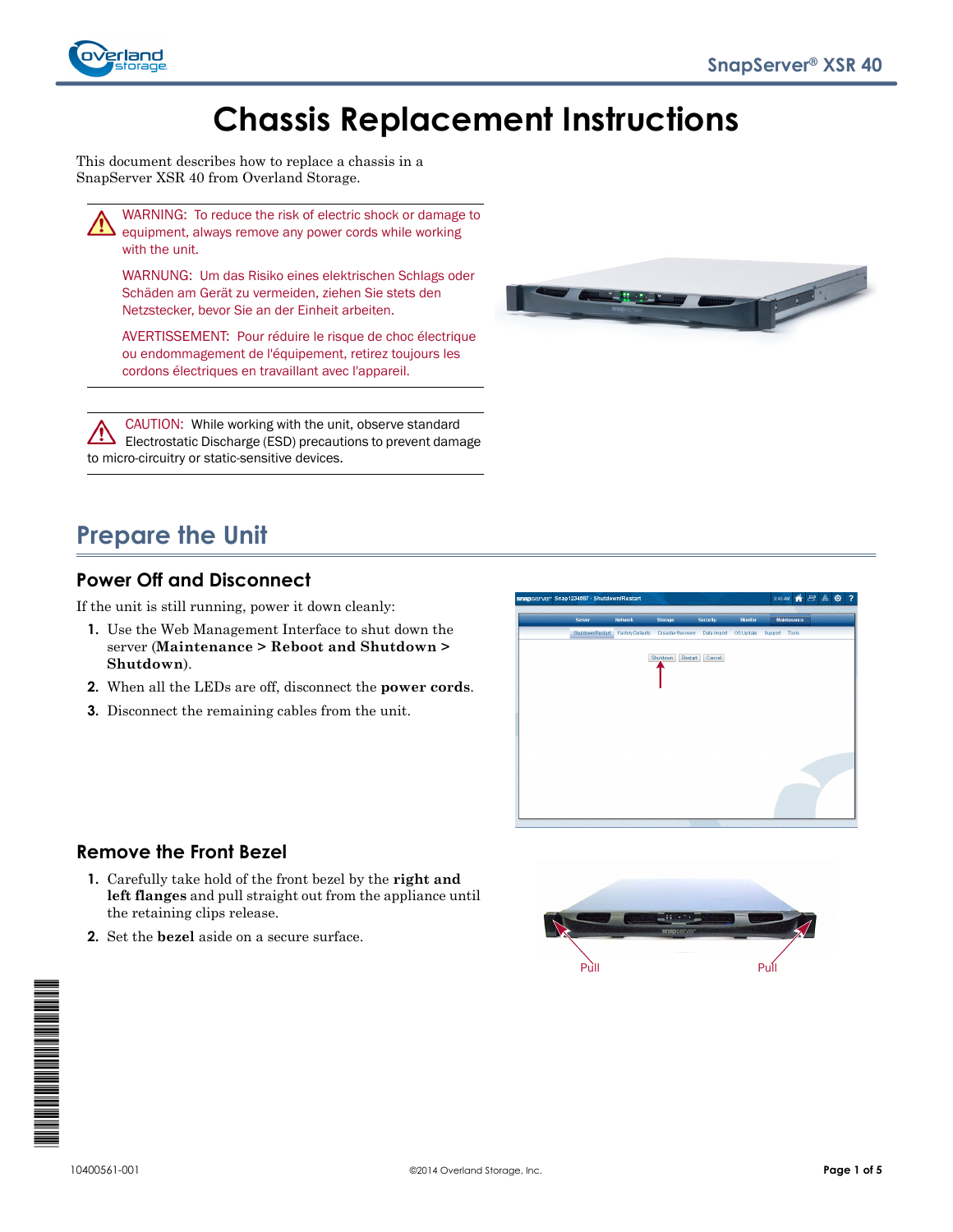# Chassis Replacement Instructions

This document describes how to replace a chassis in a SnapServer XSR 40 from Overland Storage.

WARNING: To reduce the risk of electric shock or damage to equipment, always remove any power cords while working with the unit.

WARNUNG: Um das Risiko eines elektrischen Schlags oder Schäden am Gerät zu vermeiden, ziehen Sie stets den Netzstecker, bevor Sie an der Einheit arbeiten.

AVERTISSEMENT: Pour réduire le risque de choc électrique ou endommagement de l'équipement, retirez toujours les cordons électriques en travaillant avec l'appareil.

CAUTION: While working with the unit, observe standard Electrostatic Discharge (ESD) precautions to prevent damage to micro-circuitry or static-sensitive devices.

## Prepare the Unit

### Power Off and Disconnect

If the unit is still running, power it down cleanly:

1. Use the Web Management Interface to shut down the server (**Maintenance > Reboot and Shutdown > Shutdown**).
2. When all the LEDs are off, disconnect the **power cords**.
3. Disconnect the remaining cables from the unit.

### Remove the Front Bezel

1. Carefully take hold of the front bezel by the **right and left flanges** and pull straight out from the appliance until the retaining clips release.
2. Set the **bezel** aside on a secure surface.

Pull Pull

10400561-001

©2014 Overland Storage, Inc.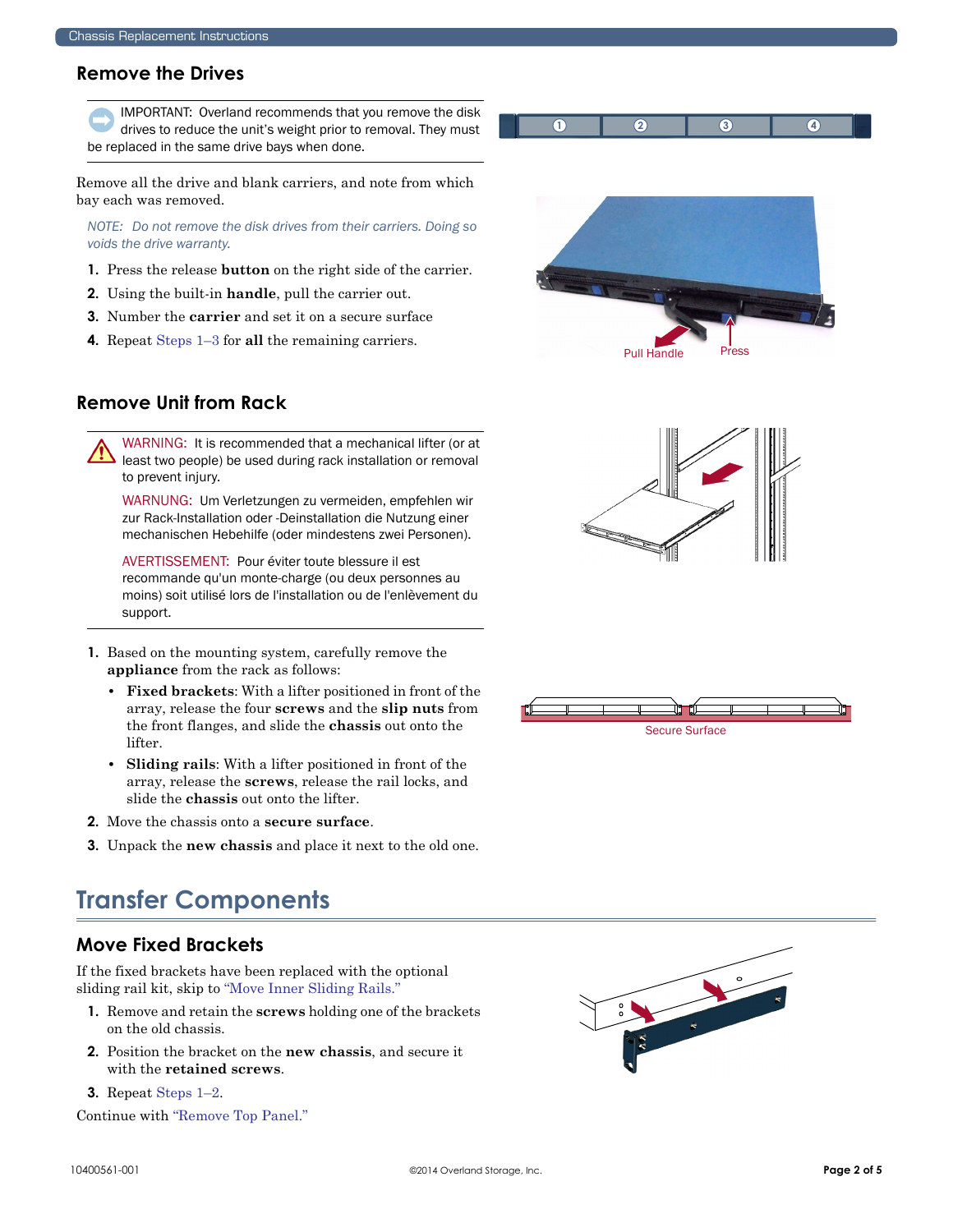## Remove the Drives

IMPORTANT: Overland recommends that you remove the disk drives to reduce the unit's weight prior to removal. They must be replaced in the same drive bays when done.

Remove all the drive and blank carriers, and note from which bay each was removed.

*NOTE: Do not remove the disk drives from their carriers. Doing so voids the drive warranty.*

1. Press the release **button** on the right side of the carrier.
2. Using the built-in **handle**, pull the carrier out.
3. Number the **carrier** and set it on a secure surface
4. Repeat Steps 1–3 for **all** the remaining carriers.

Pull Handle

Press

## Remove Unit from Rack

WARNING: It is recommended that a mechanical lifter (or at least two people) be used during rack installation or removal to prevent injury.

WARNUNG: Um Verletzungen zu vermeiden, empfehlen wir zur Rack-Installation oder -Deinstallation die Nutzung einer mechanischen Hebehilfe (oder mindestens zwei Personen).

AVERTISSEMENT: Pour éviter toute blessure il est recommande qu'un monte-charge (ou deux personnes au moins) soit utilisé lors de l'installation ou de l'enlèvement du support.

1. Based on the mounting system, carefully remove the **appliance** from the rack as follows:
   - **Fixed brackets**: With a lifter positioned in front of the array, release the four **screws** and the **slip nuts** from the front flanges, and slide the **chassis** out onto the lifter.
   - **Sliding rails**: With a lifter positioned in front of the array, release the **screws**, release the rail locks, and slide the **chassis** out onto the lifter.
2. Move the chassis onto a **secure surface**.
3. Unpack the **new chassis** and place it next to the old one.

Secure Surface

# Transfer Components

## Move Fixed Brackets

If the fixed brackets have been replaced with the optional sliding rail kit, skip to "Move Inner Sliding Rails."

1. Remove and retain the **screws** holding one of the brackets on the old chassis.
2. Position the bracket on the **new chassis**, and secure it with the **retained screws**.
3. Repeat Steps 1–2.

Continue with "Remove Top Panel."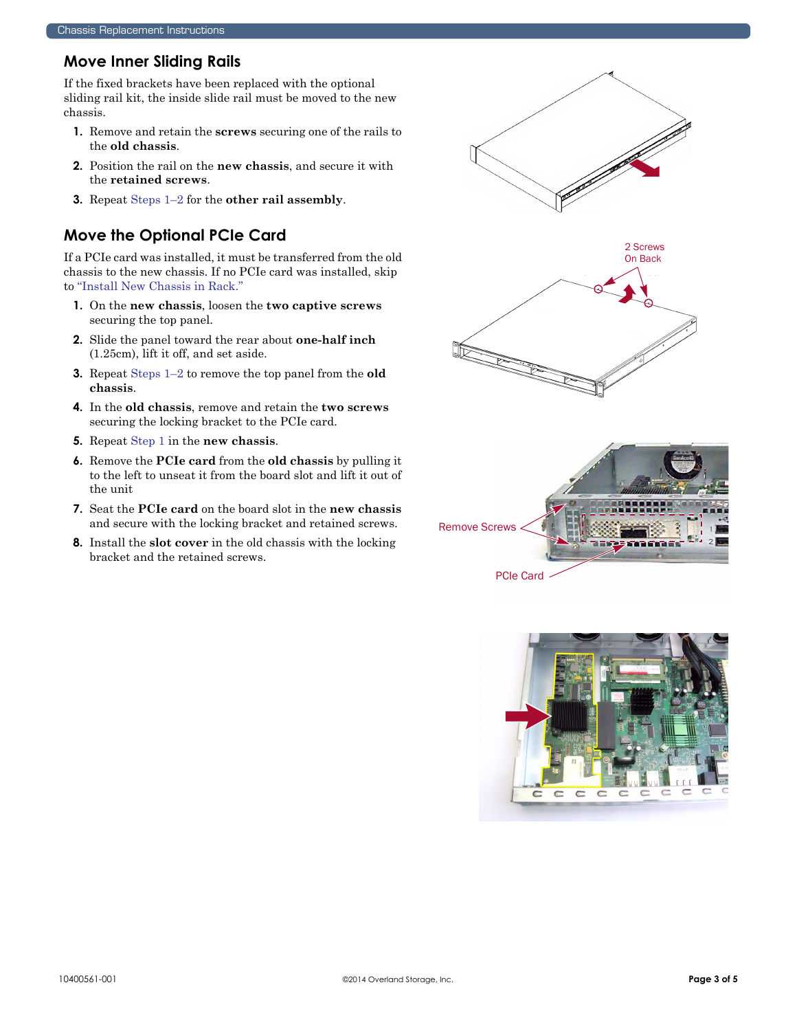## Move Inner Sliding Rails

If the fixed brackets have been replaced with the optional sliding rail kit, the inside slide rail must be moved to the new chassis.

1. Remove and retain the **screws** securing one of the rails to the **old chassis**.
2. Position the rail on the **new chassis**, and secure it with the **retained screws**.
3. Repeat Steps 1–2 for the **other rail assembly**.

## Move the Optional PCIe Card

If a PCIe card was installed, it must be transferred from the old chassis to the new chassis. If no PCIe card was installed, skip to "Install New Chassis in Rack."

1. On the **new chassis**, loosen the **two captive screws** securing the top panel.
2. Slide the panel toward the rear about **one-half inch** (1.25cm), lift it off, and set aside.
3. Repeat Steps 1–2 to remove the top panel from the **old chassis**.
4. In the **old chassis**, remove and retain the **two screws** securing the locking bracket to the PCIe card.
5. Repeat Step 1 in the **new chassis**.
6. Remove the **PCIe card** from the **old chassis** by pulling it to the left to unseat it from the board slot and lift it out of the unit
7. Seat the **PCIe card** on the board slot in the **new chassis** and secure with the locking bracket and retained screws.
8. Install the **slot cover** in the old chassis with the locking bracket and the retained screws.

2 Screws On Back

Remove Screws

PCIe Card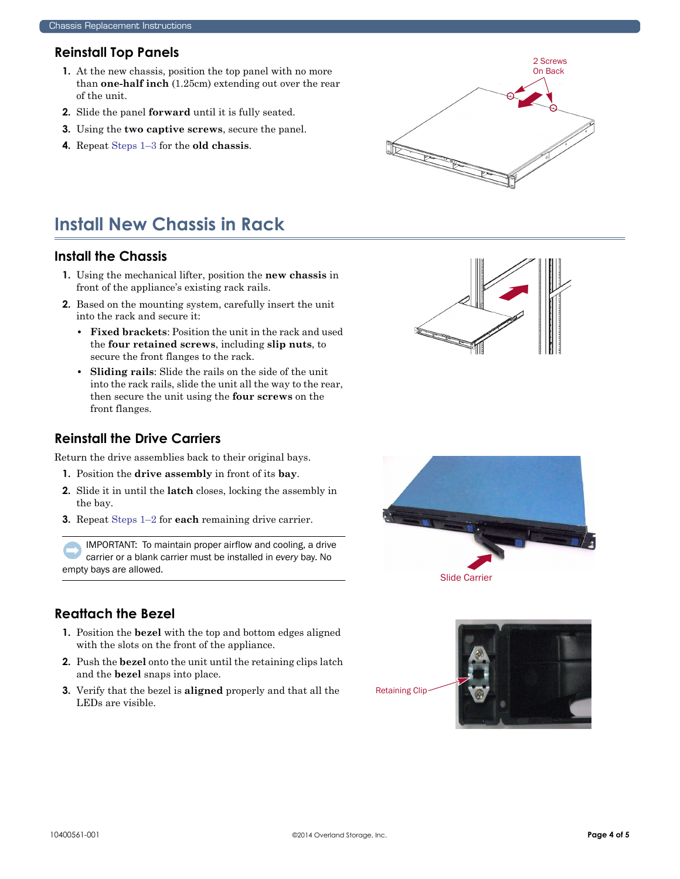## Reinstall Top Panels

1. At the new chassis, position the top panel with no more than **one-half inch** (1.25cm) extending out over the rear of the unit.
2. Slide the panel **forward** until it is fully seated.
3. Using the **two captive screws**, secure the panel.
4. Repeat Steps 1–3 for the **old chassis**.

2 Screws On Back

# Install New Chassis in Rack

## Install the Chassis

1. Using the mechanical lifter, position the **new chassis** in front of the appliance's existing rack rails.
2. Based on the mounting system, carefully insert the unit into the rack and secure it:
   - **Fixed brackets**: Position the unit in the rack and used the **four retained screws**, including **slip nuts**, to secure the front flanges to the rack.
   - **Sliding rails**: Slide the rails on the side of the unit into the rack rails, slide the unit all the way to the rear, then secure the unit using the **four screws** on the front flanges.

## Reinstall the Drive Carriers

Return the drive assemblies back to their original bays.

1. Position the **drive assembly** in front of its **bay**.
2. Slide it in until the **latch** closes, locking the assembly in the bay.
3. Repeat Steps 1–2 for **each** remaining drive carrier.

IMPORTANT: To maintain proper airflow and cooling, a drive carrier or a blank carrier must be installed in *every* bay. No empty bays are allowed.

Slide Carrier

## Reattach the Bezel

1. Position the **bezel** with the top and bottom edges aligned with the slots on the front of the appliance.
2. Push the **bezel** onto the unit until the retaining clips latch and the **bezel** snaps into place.
3. Verify that the bezel is **aligned** properly and that all the LEDs are visible.

Retaining Clip

10400561-001

©2014 Overland Storage, Inc.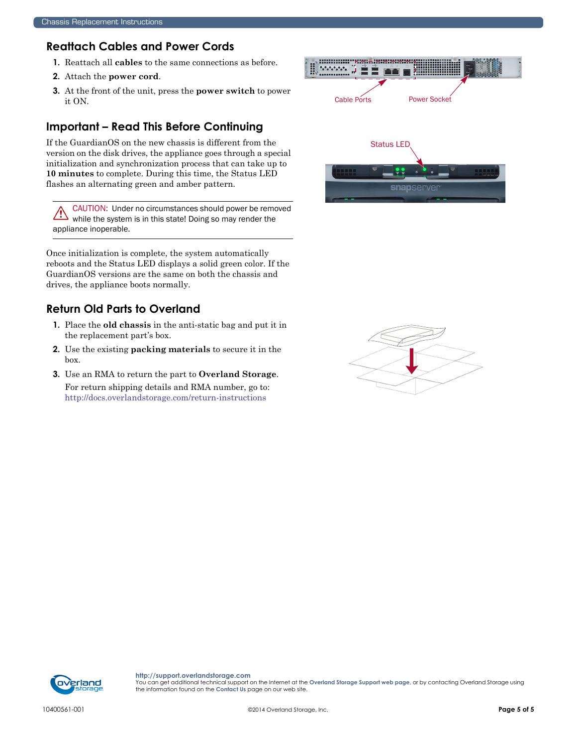## Reattach Cables and Power Cords

1. Reattach all **cables** to the same connections as before.
2. Attach the **power cord**.
3. At the front of the unit, press the **power switch** to power it ON.

Cable Ports

Power Socket

## Important – Read This Before Continuing

If the GuardianOS on the new chassis is different from the version on the disk drives, the appliance goes through a special initialization and synchronization process that can take up to **10 minutes** to complete. During this time, the Status LED flashes an alternating green and amber pattern.

Status LED

CAUTION: Under no circumstances should power be removed while the system is in this state! Doing so may render the appliance inoperable.

Once initialization is complete, the system automatically reboots and the Status LED displays a solid green color. If the GuardianOS versions are the same on both the chassis and drives, the appliance boots normally.

## Return Old Parts to Overland

1. Place the **old chassis** in the anti-static bag and put it in the replacement part's box.
2. Use the existing **packing materials** to secure it in the box.
3. Use an RMA to return the part to **Overland Storage**.

   For return shipping details and RMA number, go to:
   http://docs.overlandstorage.com/return-instructions

http://support.overlandstorage.com
You can get additional technical support on the Internet at the **Overland Storage Support web page**, or by contacting Overland Storage using the information found on the **Contact Us** page on our web site.

10400561-001

©2014 Overland Storage, Inc.